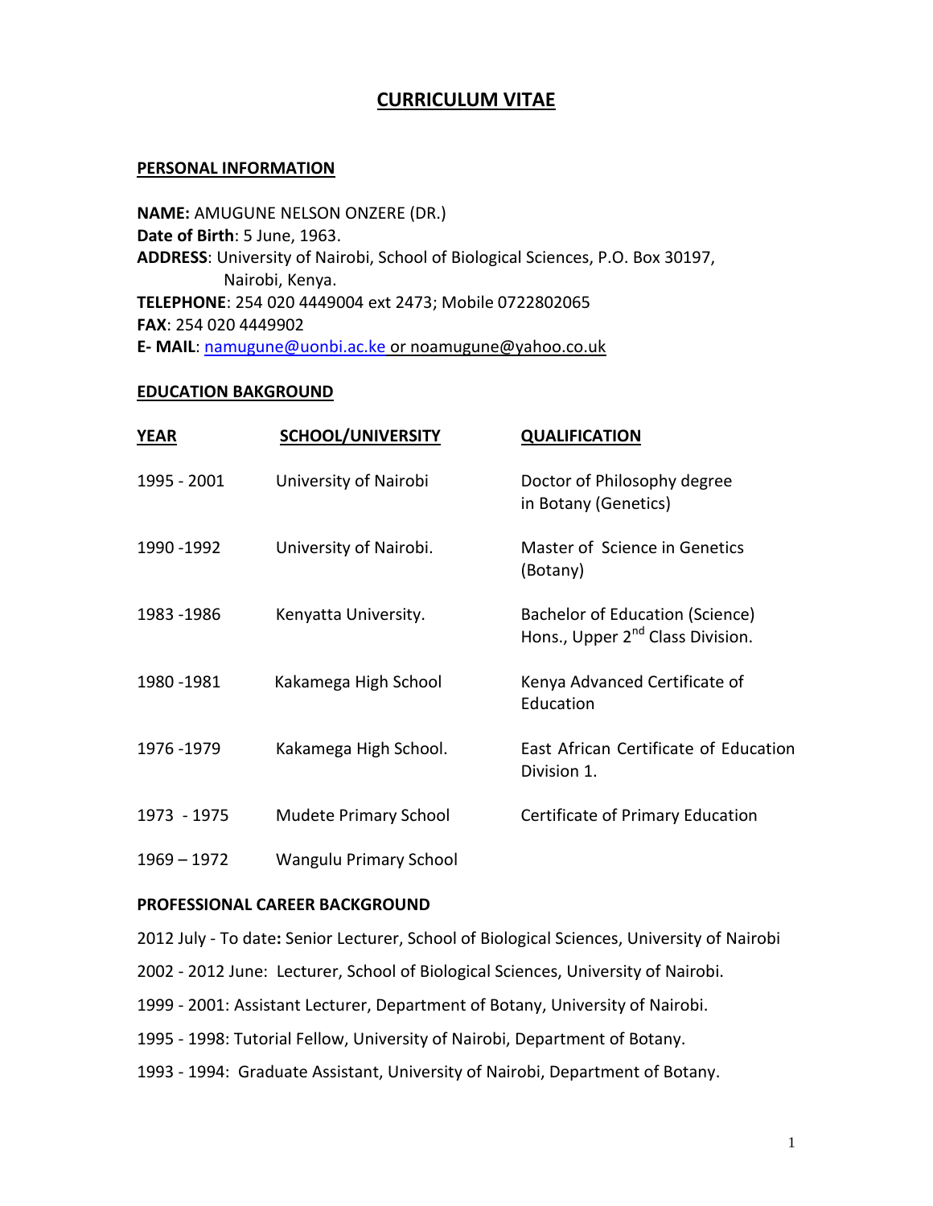# CURRICULUM VITAE

## PERSONAL INFORMATION

**NAME:** AMUGUNE NELSON ONZERE (DR.)
**Date of Birth**: 5 June, 1963.
**ADDRESS**: University of Nairobi, School of Biological Sciences, P.O. Box 30197, Nairobi, Kenya.
**TELEPHONE**: 254 020 4449004 ext 2473; Mobile 0722802065
**FAX**: 254 020 4449902
**E- MAIL**: namugune@uonbi.ac.ke or noamugune@yahoo.co.uk

## EDUCATION BAKGROUND

| YEAR | SCHOOL/UNIVERSITY | QUALIFICATION |
|---|---|---|
| 1995 - 2001 | University of Nairobi | Doctor of Philosophy degree in Botany (Genetics) |
| 1990 -1992 | University of Nairobi. | Master of Science in Genetics (Botany) |
| 1983 -1986 | Kenyatta University. | Bachelor of Education (Science) Hons., Upper 2nd Class Division. |
| 1980 -1981 | Kakamega High School | Kenya Advanced Certificate of Education |
| 1976 -1979 | Kakamega High School. | East African Certificate of Education Division 1. |
| 1973 - 1975 | Mudete Primary School | Certificate of Primary Education |
| 1969 – 1972 | Wangulu Primary School | |

## PROFESSIONAL CAREER BACKGROUND

2012 July - To date**:** Senior Lecturer, School of Biological Sciences, University of Nairobi

2002 - 2012 June: Lecturer, School of Biological Sciences, University of Nairobi.

1999 - 2001: Assistant Lecturer, Department of Botany, University of Nairobi.

1995 - 1998: Tutorial Fellow, University of Nairobi, Department of Botany.

1993 - 1994: Graduate Assistant, University of Nairobi, Department of Botany.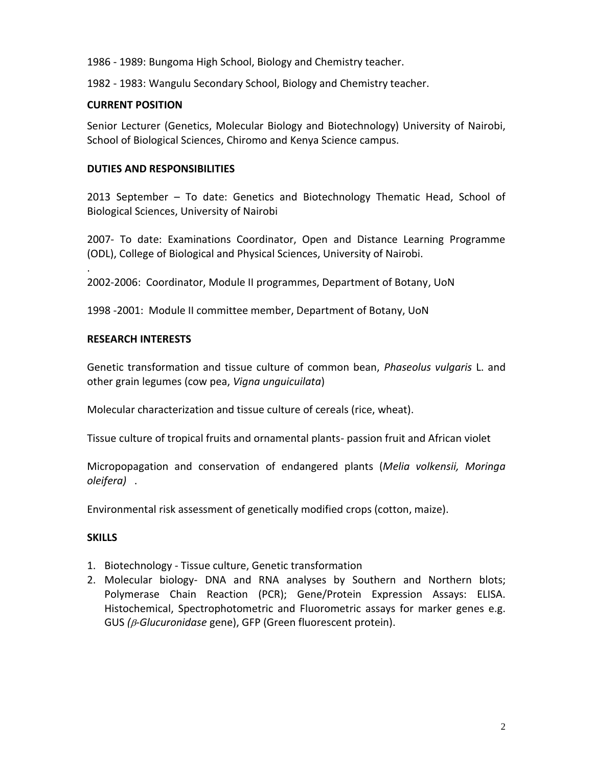1986 - 1989: Bungoma High School, Biology and Chemistry teacher.

1982 - 1983: Wangulu Secondary School, Biology and Chemistry teacher.

**CURRENT POSITION**

Senior Lecturer (Genetics, Molecular Biology and Biotechnology) University of Nairobi, School of Biological Sciences, Chiromo and Kenya Science campus.

**DUTIES AND RESPONSIBILITIES**

2013 September – To date: Genetics and Biotechnology Thematic Head, School of Biological Sciences, University of Nairobi

2007- To date: Examinations Coordinator, Open and Distance Learning Programme (ODL), College of Biological and Physical Sciences, University of Nairobi.

.

2002-2006: Coordinator, Module II programmes, Department of Botany, UoN

1998 -2001: Module II committee member, Department of Botany, UoN

**RESEARCH INTERESTS**

Genetic transformation and tissue culture of common bean, *Phaseolus vulgaris* L. and other grain legumes (cow pea, *Vigna unguicuilata*)

Molecular characterization and tissue culture of cereals (rice, wheat).

Tissue culture of tropical fruits and ornamental plants- passion fruit and African violet

Micropopagation and conservation of endangered plants (*Melia volkensii, Moringa oleifera)* .

Environmental risk assessment of genetically modified crops (cotton, maize).

**SKILLS**

1. Biotechnology - Tissue culture, Genetic transformation
2. Molecular biology- DNA and RNA analyses by Southern and Northern blots; Polymerase Chain Reaction (PCR); Gene/Protein Expression Assays: ELISA. Histochemical, Spectrophotometric and Fluorometric assays for marker genes e.g. GUS *(β-Glucuronidase* gene), GFP (Green fluorescent protein).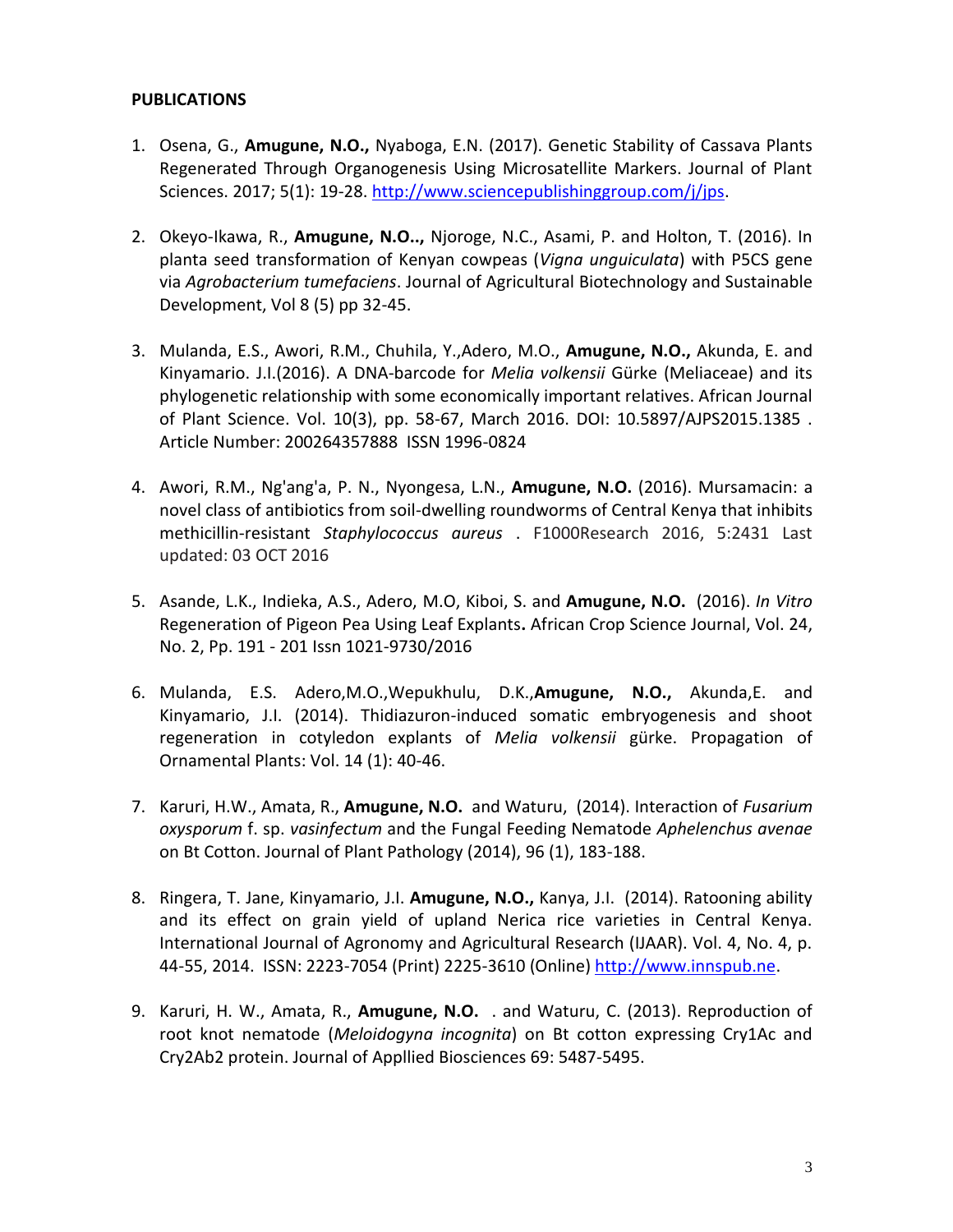**PUBLICATIONS**

1. Osena, G., **Amugune, N.O.,** Nyaboga, E.N. (2017). Genetic Stability of Cassava Plants Regenerated Through Organogenesis Using Microsatellite Markers. Journal of Plant Sciences. 2017; 5(1): 19-28. http://www.sciencepublishinggroup.com/j/jps.

2. Okeyo-Ikawa, R., **Amugune, N.O..,** Njoroge, N.C., Asami, P. and Holton, T. (2016). In planta seed transformation of Kenyan cowpeas (*Vigna unguiculata*) with P5CS gene via *Agrobacterium tumefaciens*. Journal of Agricultural Biotechnology and Sustainable Development, Vol 8 (5) pp 32-45.

3. Mulanda, E.S., Awori, R.M., Chuhila, Y.,Adero, M.O., **Amugune, N.O.,** Akunda, E. and Kinyamario. J.I.(2016). A DNA-barcode for *Melia volkensii* Gürke (Meliaceae) and its phylogenetic relationship with some economically important relatives. African Journal of Plant Science. Vol. 10(3), pp. 58-67, March 2016. DOI: 10.5897/AJPS2015.1385 . Article Number: 200264357888 ISSN 1996-0824

4. Awori, R.M., Ng'ang'a, P. N., Nyongesa, L.N., **Amugune, N.O.** (2016). Mursamacin: a novel class of antibiotics from soil-dwelling roundworms of Central Kenya that inhibits methicillin-resistant *Staphylococcus aureus* . F1000Research 2016, 5:2431 Last updated: 03 OCT 2016

5. Asande, L.K., Indieka, A.S., Adero, M.O, Kiboi, S. and **Amugune, N.O.** (2016). *In Vitro* Regeneration of Pigeon Pea Using Leaf Explants**.** African Crop Science Journal, Vol. 24, No. 2, Pp. 191 - 201 Issn 1021-9730/2016

6. Mulanda, E.S. Adero,M.O.,Wepukhulu, D.K.,**Amugune, N.O.,** Akunda,E. and Kinyamario, J.I. (2014). Thidiazuron-induced somatic embryogenesis and shoot regeneration in cotyledon explants of *Melia volkensii* gürke. Propagation of Ornamental Plants: Vol. 14 (1): 40-46.

7. Karuri, H.W., Amata, R., **Amugune, N.O.** and Waturu, (2014). Interaction of *Fusarium oxysporum* f. sp. *vasinfectum* and the Fungal Feeding Nematode *Aphelenchus avenae* on Bt Cotton. Journal of Plant Pathology (2014), 96 (1), 183-188.

8. Ringera, T. Jane, Kinyamario, J.I. **Amugune, N.O.,** Kanya, J.I. (2014). Ratooning ability and its effect on grain yield of upland Nerica rice varieties in Central Kenya. International Journal of Agronomy and Agricultural Research (IJAAR). Vol. 4, No. 4, p. 44-55, 2014. ISSN: 2223-7054 (Print) 2225-3610 (Online) http://www.innspub.ne.

9. Karuri, H. W., Amata, R., **Amugune, N.O.** . and Waturu, C. (2013). Reproduction of root knot nematode (*Meloidogyna incognita*) on Bt cotton expressing Cry1Ac and Cry2Ab2 protein. Journal of Appllied Biosciences 69: 5487-5495.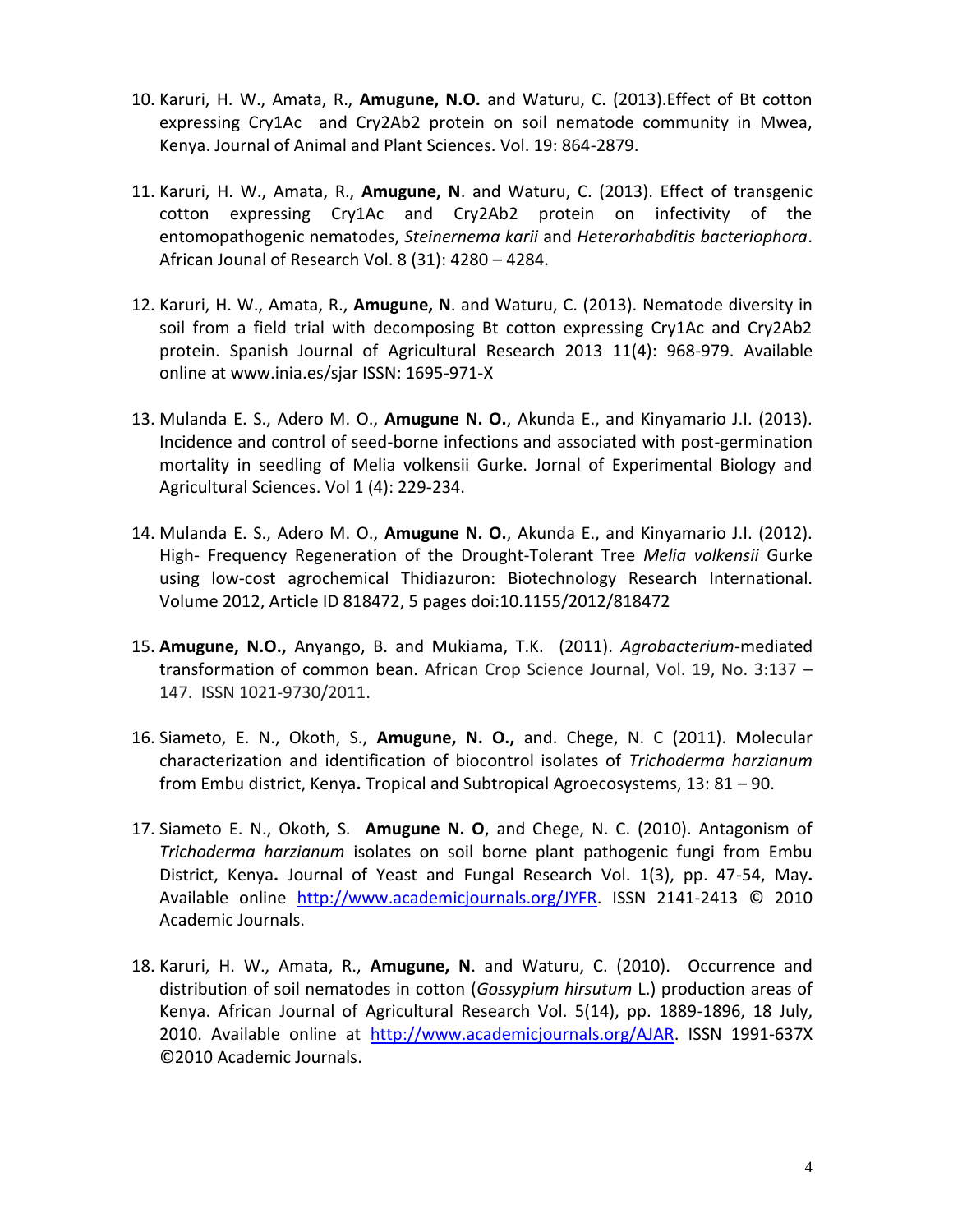10. Karuri, H. W., Amata, R., **Amugune, N.O.** and Waturu, C. (2013).Effect of Bt cotton expressing Cry1Ac and Cry2Ab2 protein on soil nematode community in Mwea, Kenya. Journal of Animal and Plant Sciences. Vol. 19: 864-2879.

11. Karuri, H. W., Amata, R., **Amugune, N**. and Waturu, C. (2013). Effect of transgenic cotton expressing Cry1Ac and Cry2Ab2 protein on infectivity of the entomopathogenic nematodes, *Steinernema karii* and *Heterorhabditis bacteriophora*. African Jounal of Research Vol. 8 (31): 4280 – 4284.

12. Karuri, H. W., Amata, R., **Amugune, N**. and Waturu, C. (2013). Nematode diversity in soil from a field trial with decomposing Bt cotton expressing Cry1Ac and Cry2Ab2 protein. Spanish Journal of Agricultural Research 2013 11(4): 968-979. Available online at www.inia.es/sjar ISSN: 1695-971-X

13. Mulanda E. S., Adero M. O., **Amugune N. O.**, Akunda E., and Kinyamario J.I. (2013). Incidence and control of seed-borne infections and associated with post-germination mortality in seedling of Melia volkensii Gurke. Jornal of Experimental Biology and Agricultural Sciences. Vol 1 (4): 229-234.

14. Mulanda E. S., Adero M. O., **Amugune N. O.**, Akunda E., and Kinyamario J.I. (2012). High- Frequency Regeneration of the Drought-Tolerant Tree *Melia volkensii* Gurke using low-cost agrochemical Thidiazuron: Biotechnology Research International. Volume 2012, Article ID 818472, 5 pages doi:10.1155/2012/818472

15. **Amugune, N.O.,** Anyango, B. and Mukiama, T.K. (2011). *Agrobacterium*-mediated transformation of common bean. African Crop Science Journal, Vol. 19, No. 3:137 – 147. ISSN 1021-9730/2011.

16. Siameto, E. N., Okoth, S., **Amugune, N. O.,** and. Chege, N. C (2011). Molecular characterization and identification of biocontrol isolates of *Trichoderma harzianum* from Embu district, Kenya**.** Tropical and Subtropical Agroecosystems, 13: 81 – 90.

17. Siameto E. N., Okoth, S. **Amugune N. O**, and Chege, N. C. (2010). Antagonism of *Trichoderma harzianum* isolates on soil borne plant pathogenic fungi from Embu District, Kenya**.** Journal of Yeast and Fungal Research Vol. 1(3), pp. 47-54, May**.** Available online http://www.academicjournals.org/JYFR. ISSN 2141-2413 © 2010 Academic Journals.

18. Karuri, H. W., Amata, R., **Amugune, N**. and Waturu, C. (2010). Occurrence and distribution of soil nematodes in cotton (*Gossypium hirsutum* L.) production areas of Kenya. African Journal of Agricultural Research Vol. 5(14), pp. 1889-1896, 18 July, 2010. Available online at http://www.academicjournals.org/AJAR. ISSN 1991-637X ©2010 Academic Journals.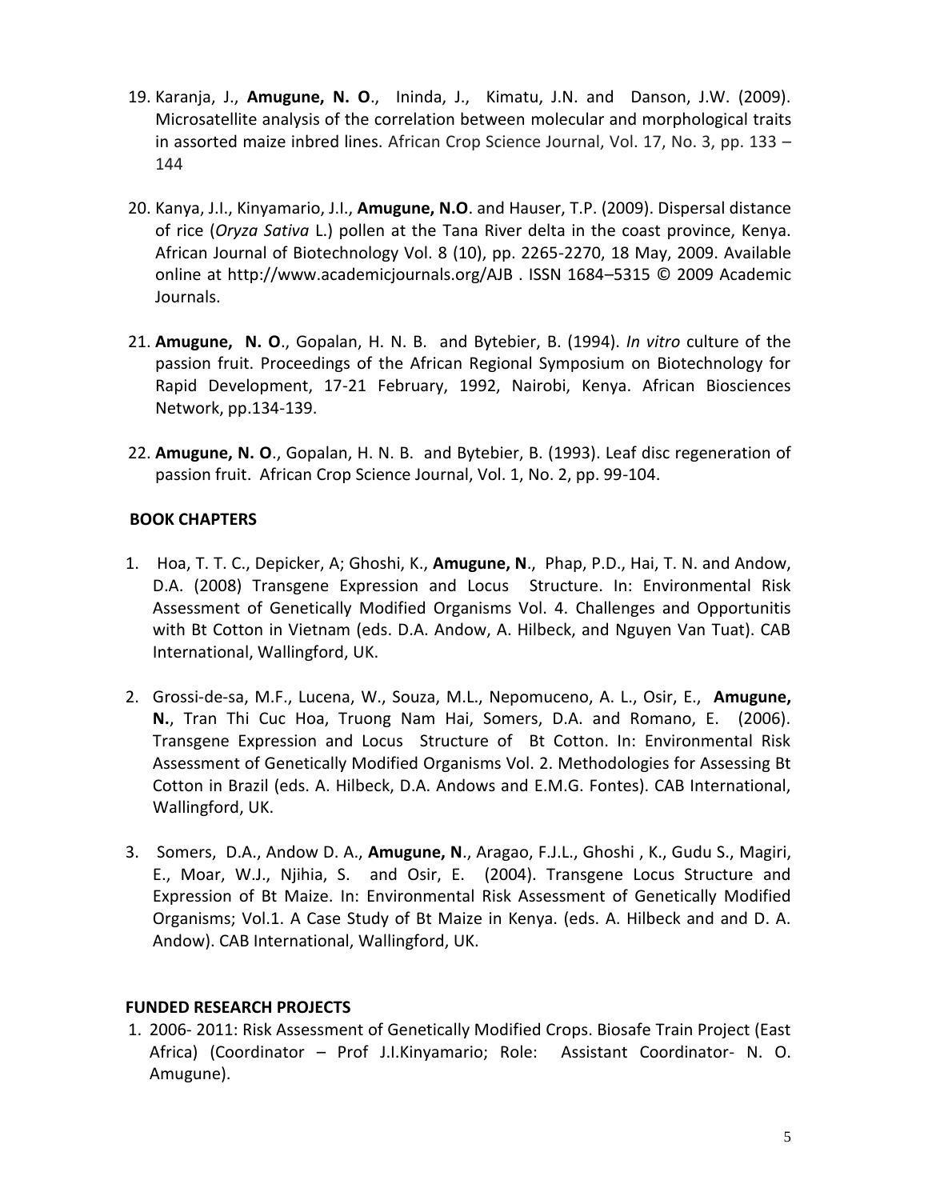19. Karanja, J., **Amugune, N. O**., Ininda, J., Kimatu, J.N. and Danson, J.W. (2009). Microsatellite analysis of the correlation between molecular and morphological traits in assorted maize inbred lines. African Crop Science Journal, Vol. 17, No. 3, pp. 133 – 144

20. Kanya, J.I., Kinyamario, J.I., **Amugune, N.O**. and Hauser, T.P. (2009). Dispersal distance of rice (*Oryza Sativa* L.) pollen at the Tana River delta in the coast province, Kenya. African Journal of Biotechnology Vol. 8 (10), pp. 2265-2270, 18 May, 2009. Available online at http://www.academicjournals.org/AJB . ISSN 1684–5315 © 2009 Academic Journals.

21. **Amugune, N. O**., Gopalan, H. N. B. and Bytebier, B. (1994). *In vitro* culture of the passion fruit. Proceedings of the African Regional Symposium on Biotechnology for Rapid Development, 17-21 February, 1992, Nairobi, Kenya. African Biosciences Network, pp.134-139.

22. **Amugune, N. O**., Gopalan, H. N. B. and Bytebier, B. (1993). Leaf disc regeneration of passion fruit. African Crop Science Journal, Vol. 1, No. 2, pp. 99-104.

**BOOK CHAPTERS**

1. Hoa, T. T. C., Depicker, A; Ghoshi, K., **Amugune, N**., Phap, P.D., Hai, T. N. and Andow, D.A. (2008) Transgene Expression and Locus Structure. In: Environmental Risk Assessment of Genetically Modified Organisms Vol. 4. Challenges and Opportunitis with Bt Cotton in Vietnam (eds. D.A. Andow, A. Hilbeck, and Nguyen Van Tuat). CAB International, Wallingford, UK.

2. Grossi-de-sa, M.F., Lucena, W., Souza, M.L., Nepomuceno, A. L., Osir, E., **Amugune, N.**, Tran Thi Cuc Hoa, Truong Nam Hai, Somers, D.A. and Romano, E. (2006). Transgene Expression and Locus Structure of Bt Cotton. In: Environmental Risk Assessment of Genetically Modified Organisms Vol. 2. Methodologies for Assessing Bt Cotton in Brazil (eds. A. Hilbeck, D.A. Andows and E.M.G. Fontes). CAB International, Wallingford, UK.

3. Somers, D.A., Andow D. A., **Amugune, N**., Aragao, F.J.L., Ghoshi , K., Gudu S., Magiri, E., Moar, W.J., Njihia, S. and Osir, E. (2004). Transgene Locus Structure and Expression of Bt Maize. In: Environmental Risk Assessment of Genetically Modified Organisms; Vol.1. A Case Study of Bt Maize in Kenya. (eds. A. Hilbeck and and D. A. Andow). CAB International, Wallingford, UK.

**FUNDED RESEARCH PROJECTS**

1. 2006- 2011: Risk Assessment of Genetically Modified Crops. Biosafe Train Project (East Africa) (Coordinator – Prof J.I.Kinyamario; Role: Assistant Coordinator- N. O. Amugune).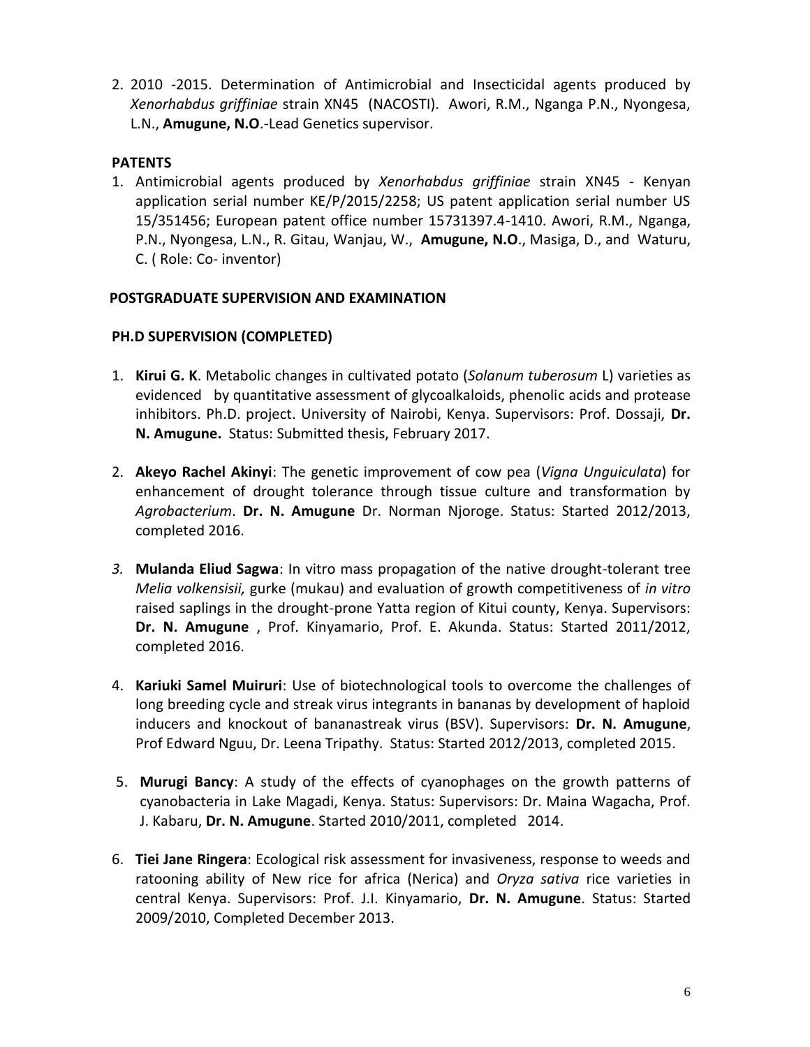2. 2010 -2015. Determination of Antimicrobial and Insecticidal agents produced by *Xenorhabdus griffiniae* strain XN45 (NACOSTI). Awori, R.M., Nganga P.N., Nyongesa, L.N., **Amugune, N.O**.-Lead Genetics supervisor.

## PATENTS

1. Antimicrobial agents produced by *Xenorhabdus griffiniae* strain XN45 - Kenyan application serial number KE/P/2015/2258; US patent application serial number US 15/351456; European patent office number 15731397.4-1410. Awori, R.M., Nganga, P.N., Nyongesa, L.N., R. Gitau, Wanjau, W., **Amugune, N.O**., Masiga, D., and Waturu, C. ( Role: Co- inventor)

## POSTGRADUATE SUPERVISION AND EXAMINATION

### PH.D SUPERVISION (COMPLETED)

1. **Kirui G. K**. Metabolic changes in cultivated potato (*Solanum tuberosum* L) varieties as evidenced by quantitative assessment of glycoalkaloids, phenolic acids and protease inhibitors. Ph.D. project. University of Nairobi, Kenya. Supervisors: Prof. Dossaji, **Dr. N. Amugune.** Status: Submitted thesis, February 2017.

2. **Akeyo Rachel Akinyi**: The genetic improvement of cow pea (*Vigna Unguiculata*) for enhancement of drought tolerance through tissue culture and transformation by *Agrobacterium*. **Dr. N. Amugune** Dr. Norman Njoroge. Status: Started 2012/2013, completed 2016.

3. **Mulanda Eliud Sagwa**: In vitro mass propagation of the native drought-tolerant tree *Melia volkensisii,* gurke (mukau) and evaluation of growth competitiveness of *in vitro* raised saplings in the drought-prone Yatta region of Kitui county, Kenya. Supervisors: **Dr. N. Amugune** , Prof. Kinyamario, Prof. E. Akunda. Status: Started 2011/2012, completed 2016.

4. **Kariuki Samel Muiruri**: Use of biotechnological tools to overcome the challenges of long breeding cycle and streak virus integrants in bananas by development of haploid inducers and knockout of bananastreak virus (BSV). Supervisors: **Dr. N. Amugune**, Prof Edward Nguu, Dr. Leena Tripathy. Status: Started 2012/2013, completed 2015.

5. **Murugi Bancy**: A study of the effects of cyanophages on the growth patterns of cyanobacteria in Lake Magadi, Kenya. Status: Supervisors: Dr. Maina Wagacha, Prof. J. Kabaru, **Dr. N. Amugune**. Started 2010/2011, completed 2014.

6. **Tiei Jane Ringera**: Ecological risk assessment for invasiveness, response to weeds and ratooning ability of New rice for africa (Nerica) and *Oryza sativa* rice varieties in central Kenya. Supervisors: Prof. J.I. Kinyamario, **Dr. N. Amugune**. Status: Started 2009/2010, Completed December 2013.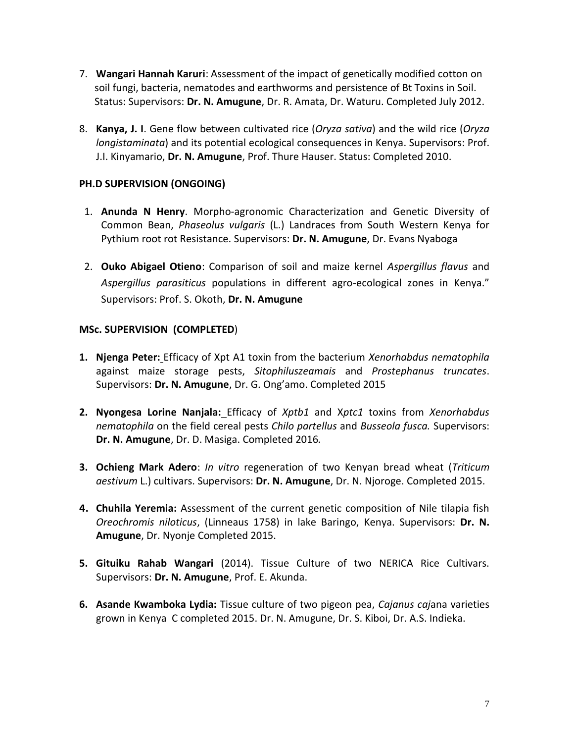7. **Wangari Hannah Karuri**: Assessment of the impact of genetically modified cotton on soil fungi, bacteria, nematodes and earthworms and persistence of Bt Toxins in Soil. Status: Supervisors: **Dr. N. Amugune**, Dr. R. Amata, Dr. Waturu. Completed July 2012.

8. **Kanya, J. I**. Gene flow between cultivated rice (*Oryza sativa*) and the wild rice (*Oryza longistaminata*) and its potential ecological consequences in Kenya. Supervisors: Prof. J.I. Kinyamario, **Dr. N. Amugune**, Prof. Thure Hauser. Status: Completed 2010.

**PH.D SUPERVISION (ONGOING)**

1. **Anunda N Henry**. Morpho-agronomic Characterization and Genetic Diversity of Common Bean, *Phaseolus vulgaris* (L.) Landraces from South Western Kenya for Pythium root rot Resistance. Supervisors: **Dr. N. Amugune**, Dr. Evans Nyaboga

2. **Ouko Abigael Otieno**: Comparison of soil and maize kernel *Aspergillus flavus* and *Aspergillus parasiticus* populations in different agro-ecological zones in Kenya." Supervisors: Prof. S. Okoth, **Dr. N. Amugune**

**MSc. SUPERVISION (COMPLETED)**

1. **Njenga Peter:** Efficacy of Xpt A1 toxin from the bacterium *Xenorhabdus nematophila* against maize storage pests, *Sitophiluszeamais* and *Prostephanus truncates*. Supervisors: **Dr. N. Amugune**, Dr. G. Ong'amo. Completed 2015

2. **Nyongesa Lorine Nanjala:** Efficacy of *Xptb1* and X*ptc1* toxins from *Xenorhabdus nematophila* on the field cereal pests *Chilo partellus* and *Busseola fusca.* Supervisors: **Dr. N. Amugune**, Dr. D. Masiga. Completed 2016*.*

3. **Ochieng Mark Adero**: *In vitro* regeneration of two Kenyan bread wheat (*Triticum aestivum* L.) cultivars. Supervisors: **Dr. N. Amugune**, Dr. N. Njoroge. Completed 2015.

4. **Chuhila Yeremia:** Assessment of the current genetic composition of Nile tilapia fish *Oreochromis niloticus*, (Linneaus 1758) in lake Baringo, Kenya. Supervisors: **Dr. N. Amugune**, Dr. Nyonje Completed 2015.

5. **Gituiku Rahab Wangari** (2014). Tissue Culture of two NERICA Rice Cultivars. Supervisors: **Dr. N. Amugune**, Prof. E. Akunda.

6. **Asande Kwamboka Lydia:** Tissue culture of two pigeon pea, *Cajanus caj*ana varieties grown in Kenya C completed 2015. Dr. N. Amugune, Dr. S. Kiboi, Dr. A.S. Indieka.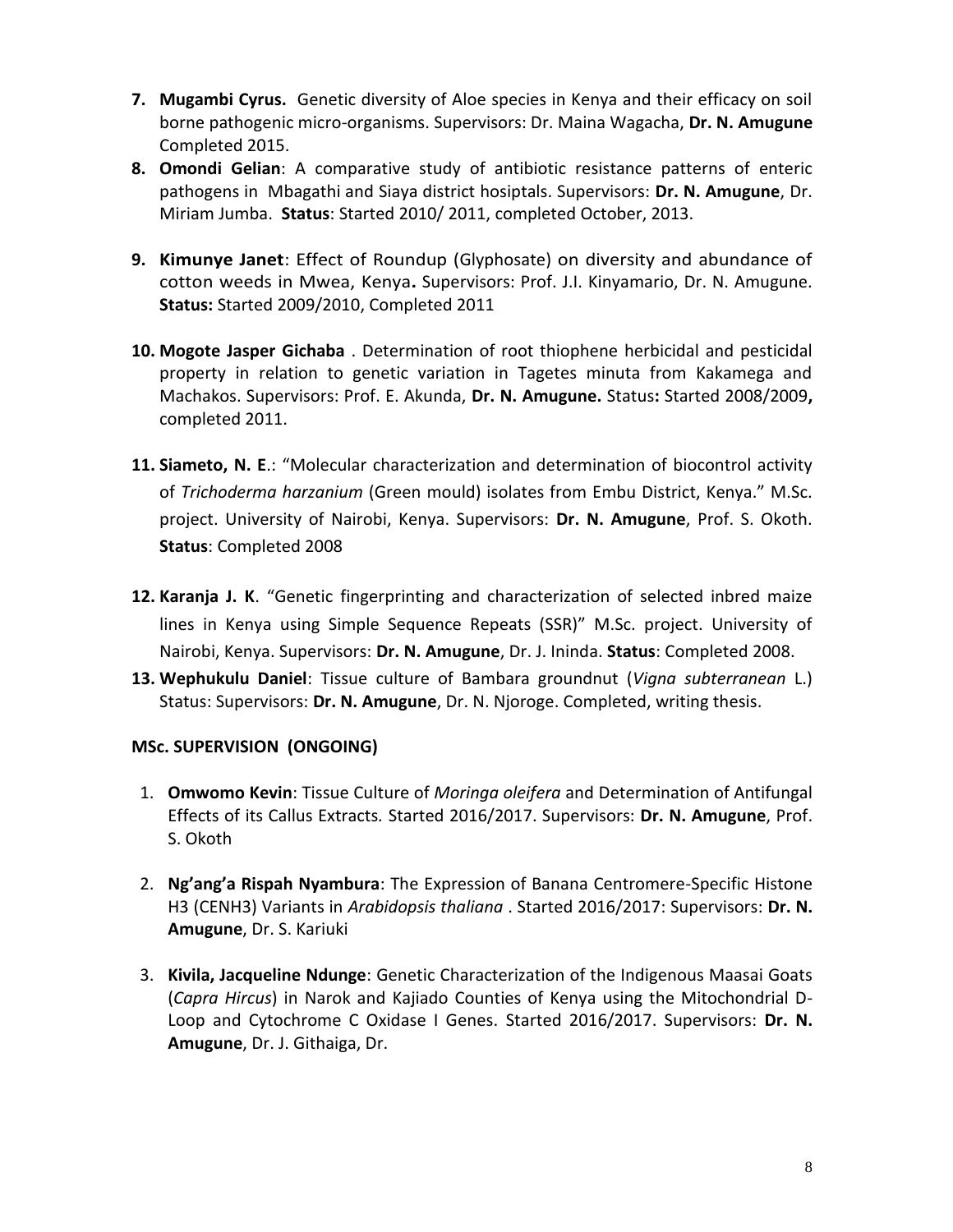7. **Mugambi Cyrus.** Genetic diversity of Aloe species in Kenya and their efficacy on soil borne pathogenic micro-organisms. Supervisors: Dr. Maina Wagacha, **Dr. N. Amugune** Completed 2015.
8. **Omondi Gelian**: A comparative study of antibiotic resistance patterns of enteric pathogens in Mbagathi and Siaya district hosiptals. Supervisors: **Dr. N. Amugune**, Dr. Miriam Jumba. **Status**: Started 2010/ 2011, completed October, 2013.
9. **Kimunye Janet**: Effect of Roundup (Glyphosate) on diversity and abundance of cotton weeds in Mwea, Kenya**.** Supervisors: Prof. J.I. Kinyamario, Dr. N. Amugune. **Status:** Started 2009/2010, Completed 2011
10. **Mogote Jasper Gichaba** . Determination of root thiophene herbicidal and pesticidal property in relation to genetic variation in Tagetes minuta from Kakamega and Machakos. Supervisors: Prof. E. Akunda, **Dr. N. Amugune.** Status**:** Started 2008/2009**,** completed 2011.
11. **Siameto, N. E**.: "Molecular characterization and determination of biocontrol activity of *Trichoderma harzanium* (Green mould) isolates from Embu District, Kenya." M.Sc. project. University of Nairobi, Kenya. Supervisors: **Dr. N. Amugune**, Prof. S. Okoth. **Status**: Completed 2008
12. **Karanja J. K**. "Genetic fingerprinting and characterization of selected inbred maize lines in Kenya using Simple Sequence Repeats (SSR)" M.Sc. project. University of Nairobi, Kenya. Supervisors: **Dr. N. Amugune**, Dr. J. Ininda. **Status**: Completed 2008.
13. **Wephukulu Daniel**: Tissue culture of Bambara groundnut (*Vigna subterranean* L.) Status: Supervisors: **Dr. N. Amugune**, Dr. N. Njoroge. Completed, writing thesis.

**MSc. SUPERVISION (ONGOING)**

1. **Omwomo Kevin**: Tissue Culture of *Moringa oleifera* and Determination of Antifungal Effects of its Callus Extracts*.* Started 2016/2017. Supervisors: **Dr. N. Amugune**, Prof. S. Okoth
2. **Ng'ang'a Rispah Nyambura**: The Expression of Banana Centromere-Specific Histone H3 (CENH3) Variants in *Arabidopsis thaliana* . Started 2016/2017: Supervisors: **Dr. N. Amugune**, Dr. S. Kariuki
3. **Kivila, Jacqueline Ndunge**: Genetic Characterization of the Indigenous Maasai Goats (*Capra Hircus*) in Narok and Kajiado Counties of Kenya using the Mitochondrial D-Loop and Cytochrome C Oxidase I Genes. Started 2016/2017. Supervisors: **Dr. N. Amugune**, Dr. J. Githaiga, Dr.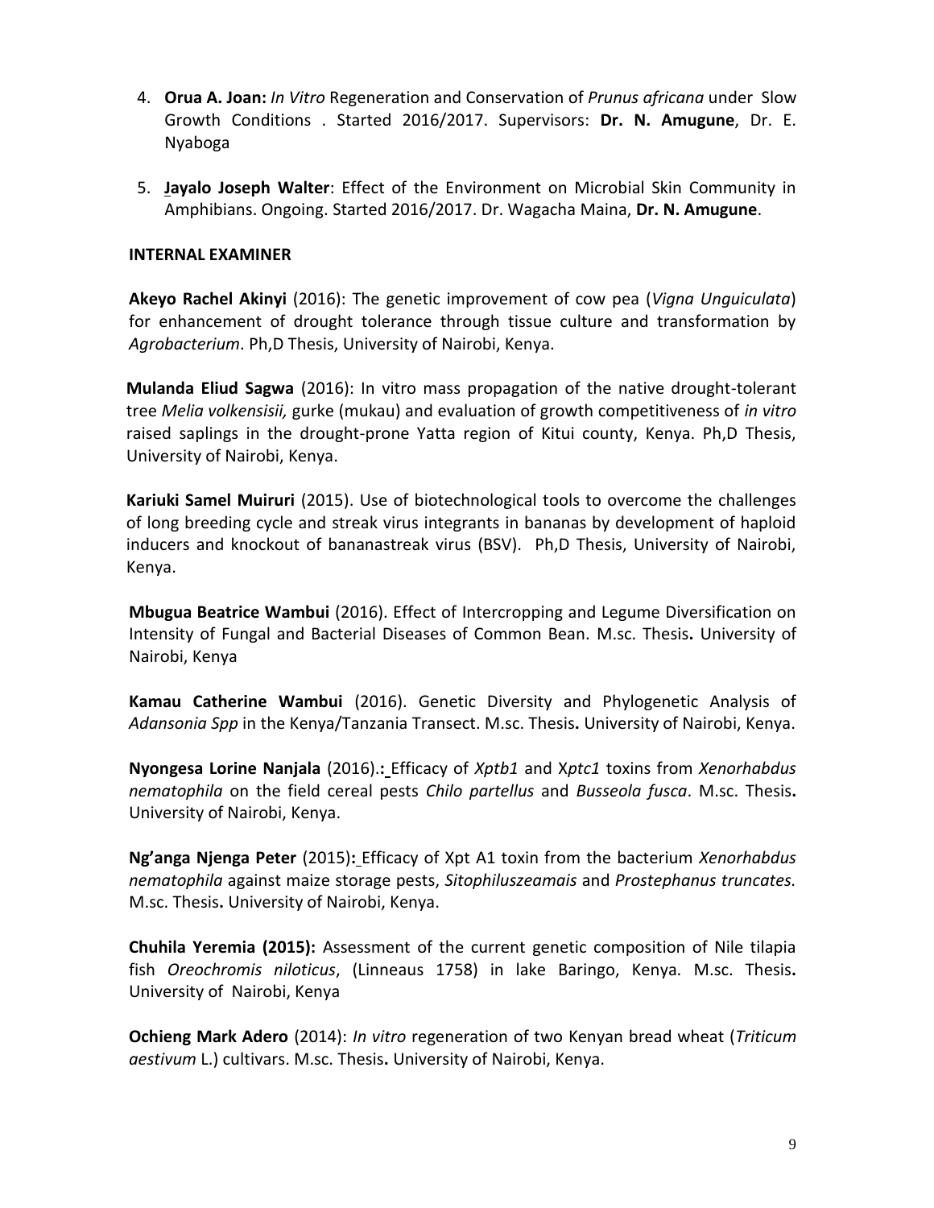4. **Orua A. Joan:** *In Vitro* Regeneration and Conservation of *Prunus africana* under Slow Growth Conditions . Started 2016/2017. Supervisors: **Dr. N. Amugune**, Dr. E. Nyaboga

5. **Jayalo Joseph Walter**: Effect of the Environment on Microbial Skin Community in Amphibians. Ongoing. Started 2016/2017. Dr. Wagacha Maina, **Dr. N. Amugune**.

**INTERNAL EXAMINER**

**Akeyo Rachel Akinyi** (2016): The genetic improvement of cow pea (*Vigna Unguiculata*) for enhancement of drought tolerance through tissue culture and transformation by *Agrobacterium*. Ph,D Thesis, University of Nairobi, Kenya.

**Mulanda Eliud Sagwa** (2016): In vitro mass propagation of the native drought-tolerant tree *Melia volkensisii,* gurke (mukau) and evaluation of growth competitiveness of *in vitro* raised saplings in the drought-prone Yatta region of Kitui county, Kenya. Ph,D Thesis, University of Nairobi, Kenya.

**Kariuki Samel Muiruri** (2015). Use of biotechnological tools to overcome the challenges of long breeding cycle and streak virus integrants in bananas by development of haploid inducers and knockout of bananastreak virus (BSV). Ph,D Thesis, University of Nairobi, Kenya.

**Mbugua Beatrice Wambui** (2016). Effect of Intercropping and Legume Diversification on Intensity of Fungal and Bacterial Diseases of Common Bean. M.sc. Thesis**.** University of Nairobi, Kenya

**Kamau Catherine Wambui** (2016). Genetic Diversity and Phylogenetic Analysis of *Adansonia Spp* in the Kenya/Tanzania Transect. M.sc. Thesis**.** University of Nairobi, Kenya.

**Nyongesa Lorine Nanjala** (2016).**:** Efficacy of *Xptb1* and X*ptc1* toxins from *Xenorhabdus nematophila* on the field cereal pests *Chilo partellus* and *Busseola fusca*. M.sc. Thesis**.** University of Nairobi, Kenya.

**Ng'anga Njenga Peter** (2015)**:** Efficacy of Xpt A1 toxin from the bacterium *Xenorhabdus nematophila* against maize storage pests, *Sitophiluszeamais* and *Prostephanus truncates.* M.sc. Thesis**.** University of Nairobi, Kenya.

**Chuhila Yeremia (2015):** Assessment of the current genetic composition of Nile tilapia fish *Oreochromis niloticus*, (Linneaus 1758) in lake Baringo, Kenya. M.sc. Thesis**.** University of Nairobi, Kenya

**Ochieng Mark Adero** (2014): *In vitro* regeneration of two Kenyan bread wheat (*Triticum aestivum* L.) cultivars. M.sc. Thesis**.** University of Nairobi, Kenya.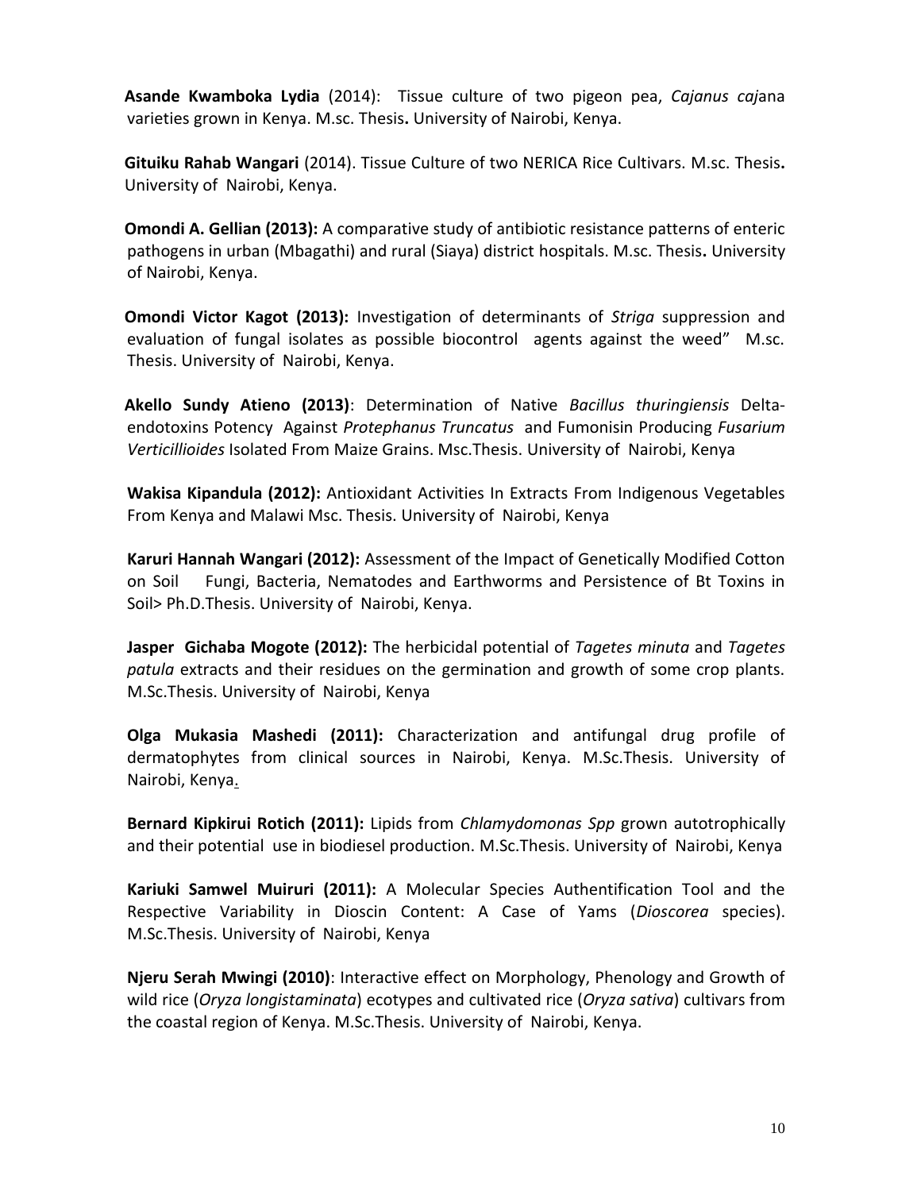**Asande Kwamboka Lydia** (2014): Tissue culture of two pigeon pea, *Cajanus caj*ana varieties grown in Kenya. M.sc. Thesis**.** University of Nairobi, Kenya.

**Gituiku Rahab Wangari** (2014). Tissue Culture of two NERICA Rice Cultivars. M.sc. Thesis**.** University of Nairobi, Kenya.

**Omondi A. Gellian (2013):** A comparative study of antibiotic resistance patterns of enteric pathogens in urban (Mbagathi) and rural (Siaya) district hospitals. M.sc. Thesis**.** University of Nairobi, Kenya.

**Omondi Victor Kagot (2013):** Investigation of determinants of *Striga* suppression and evaluation of fungal isolates as possible biocontrol agents against the weed" M.sc. Thesis. University of Nairobi, Kenya.

**Akello Sundy Atieno (2013)**: Determination of Native *Bacillus thuringiensis* Delta-endotoxins Potency Against *Protephanus Truncatus* and Fumonisin Producing *Fusarium Verticillioides* Isolated From Maize Grains. Msc.Thesis. University of Nairobi, Kenya

**Wakisa Kipandula (2012):** Antioxidant Activities In Extracts From Indigenous Vegetables From Kenya and Malawi Msc. Thesis. University of Nairobi, Kenya

**Karuri Hannah Wangari (2012):** Assessment of the Impact of Genetically Modified Cotton on Soil Fungi, Bacteria, Nematodes and Earthworms and Persistence of Bt Toxins in Soil> Ph.D.Thesis. University of Nairobi, Kenya.

**Jasper Gichaba Mogote (2012):** The herbicidal potential of *Tagetes minuta* and *Tagetes patula* extracts and their residues on the germination and growth of some crop plants. M.Sc.Thesis. University of Nairobi, Kenya

**Olga Mukasia Mashedi (2011):** Characterization and antifungal drug profile of dermatophytes from clinical sources in Nairobi, Kenya. M.Sc.Thesis. University of Nairobi, Kenya.

**Bernard Kipkirui Rotich (2011):** Lipids from *Chlamydomonas Spp* grown autotrophically and their potential use in biodiesel production. M.Sc.Thesis. University of Nairobi, Kenya

**Kariuki Samwel Muiruri (2011):** A Molecular Species Authentification Tool and the Respective Variability in Dioscin Content: A Case of Yams (*Dioscorea* species). M.Sc.Thesis. University of Nairobi, Kenya

**Njeru Serah Mwingi (2010)**: Interactive effect on Morphology, Phenology and Growth of wild rice (*Oryza longistaminata*) ecotypes and cultivated rice (*Oryza sativa*) cultivars from the coastal region of Kenya. M.Sc.Thesis. University of Nairobi, Kenya.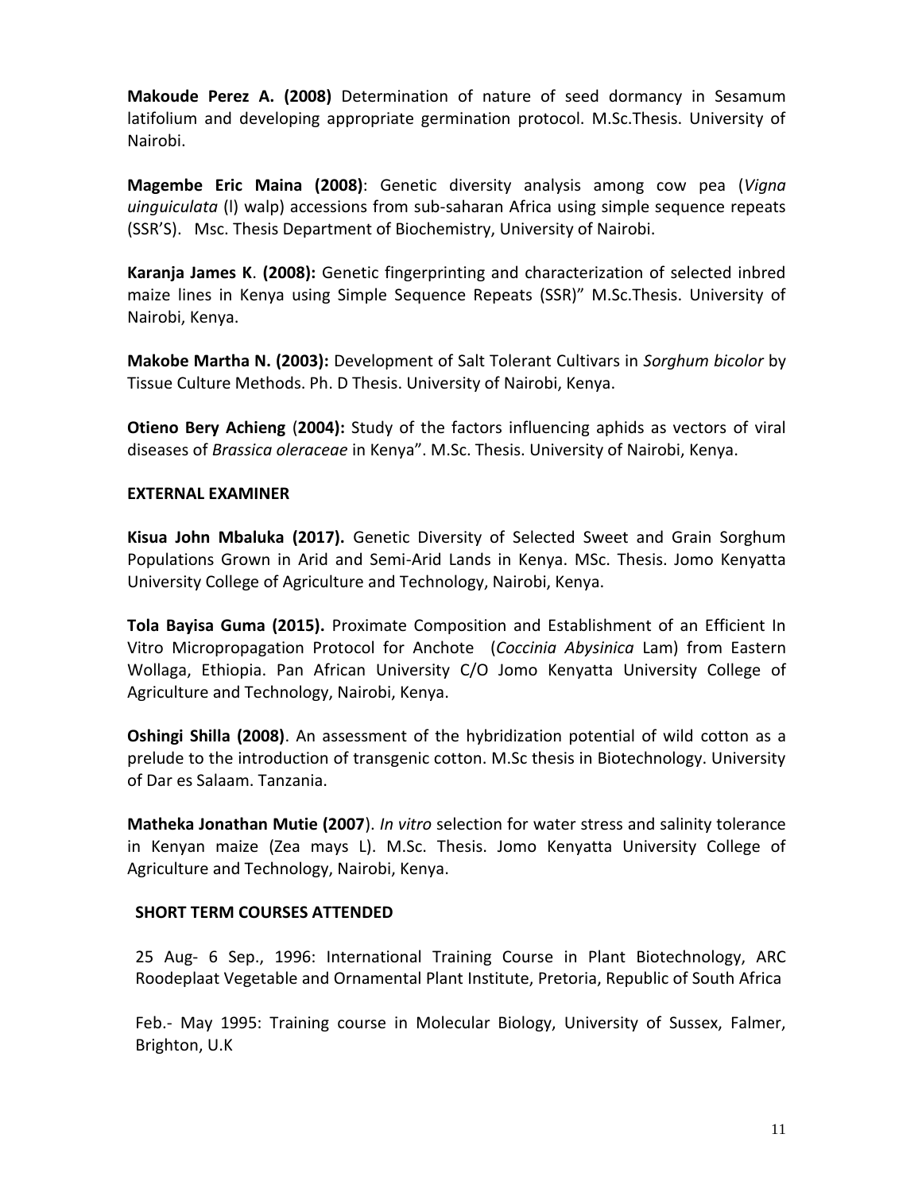**Makoude Perez A. (2008)** Determination of nature of seed dormancy in Sesamum latifolium and developing appropriate germination protocol. M.Sc.Thesis. University of Nairobi.

**Magembe Eric Maina (2008)**: Genetic diversity analysis among cow pea (*Vigna uinguiculata* (l) walp) accessions from sub-saharan Africa using simple sequence repeats (SSR'S). Msc. Thesis Department of Biochemistry, University of Nairobi.

**Karanja James K**. **(2008):** Genetic fingerprinting and characterization of selected inbred maize lines in Kenya using Simple Sequence Repeats (SSR)" M.Sc.Thesis. University of Nairobi, Kenya.

**Makobe Martha N. (2003):** Development of Salt Tolerant Cultivars in *Sorghum bicolor* by Tissue Culture Methods. Ph. D Thesis. University of Nairobi, Kenya.

**Otieno Bery Achieng** (**2004):** Study of the factors influencing aphids as vectors of viral diseases of *Brassica oleraceae* in Kenya". M.Sc. Thesis. University of Nairobi, Kenya.

**EXTERNAL EXAMINER**

**Kisua John Mbaluka (2017).** Genetic Diversity of Selected Sweet and Grain Sorghum Populations Grown in Arid and Semi-Arid Lands in Kenya. MSc. Thesis. Jomo Kenyatta University College of Agriculture and Technology, Nairobi, Kenya.

**Tola Bayisa Guma (2015).** Proximate Composition and Establishment of an Efficient In Vitro Micropropagation Protocol for Anchote (*Coccinia Abysinica* Lam) from Eastern Wollaga, Ethiopia. Pan African University C/O Jomo Kenyatta University College of Agriculture and Technology, Nairobi, Kenya.

**Oshingi Shilla (2008)**. An assessment of the hybridization potential of wild cotton as a prelude to the introduction of transgenic cotton. M.Sc thesis in Biotechnology. University of Dar es Salaam. Tanzania.

**Matheka Jonathan Mutie (2007**). *In vitro* selection for water stress and salinity tolerance in Kenyan maize (Zea mays L). M.Sc. Thesis. Jomo Kenyatta University College of Agriculture and Technology, Nairobi, Kenya.

**SHORT TERM COURSES ATTENDED**

25 Aug- 6 Sep., 1996: International Training Course in Plant Biotechnology, ARC Roodeplaat Vegetable and Ornamental Plant Institute, Pretoria, Republic of South Africa

Feb.- May 1995: Training course in Molecular Biology, University of Sussex, Falmer, Brighton, U.K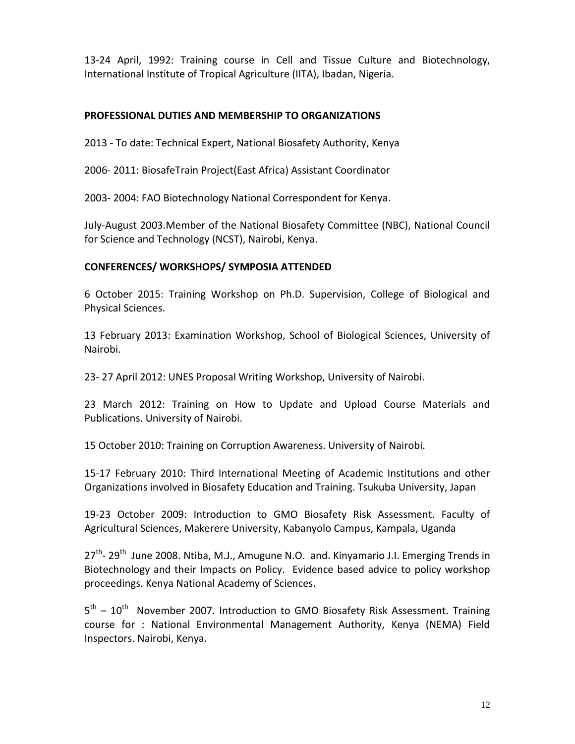13-24 April, 1992: Training course in Cell and Tissue Culture and Biotechnology, International Institute of Tropical Agriculture (IITA), Ibadan, Nigeria.

## PROFESSIONAL DUTIES AND MEMBERSHIP TO ORGANIZATIONS

2013 - To date: Technical Expert, National Biosafety Authority, Kenya

2006- 2011: BiosafeTrain Project(East Africa) Assistant Coordinator

2003- 2004: FAO Biotechnology National Correspondent for Kenya.

July-August 2003.Member of the National Biosafety Committee (NBC), National Council for Science and Technology (NCST), Nairobi, Kenya.

## CONFERENCES/ WORKSHOPS/ SYMPOSIA ATTENDED

6 October 2015: Training Workshop on Ph.D. Supervision, College of Biological and Physical Sciences.

13 February 2013: Examination Workshop, School of Biological Sciences, University of Nairobi.

23- 27 April 2012: UNES Proposal Writing Workshop, University of Nairobi.

23 March 2012: Training on How to Update and Upload Course Materials and Publications. University of Nairobi.

15 October 2010: Training on Corruption Awareness. University of Nairobi.

15-17 February 2010: Third International Meeting of Academic Institutions and other Organizations involved in Biosafety Education and Training. Tsukuba University, Japan

19-23 October 2009: Introduction to GMO Biosafety Risk Assessment. Faculty of Agricultural Sciences, Makerere University, Kabanyolo Campus, Kampala, Uganda

27th- 29th June 2008. Ntiba, M.J., Amugune N.O. and. Kinyamario J.I. Emerging Trends in Biotechnology and their Impacts on Policy. Evidence based advice to policy workshop proceedings. Kenya National Academy of Sciences.

5th – 10th November 2007. Introduction to GMO Biosafety Risk Assessment. Training course for : National Environmental Management Authority, Kenya (NEMA) Field Inspectors. Nairobi, Kenya.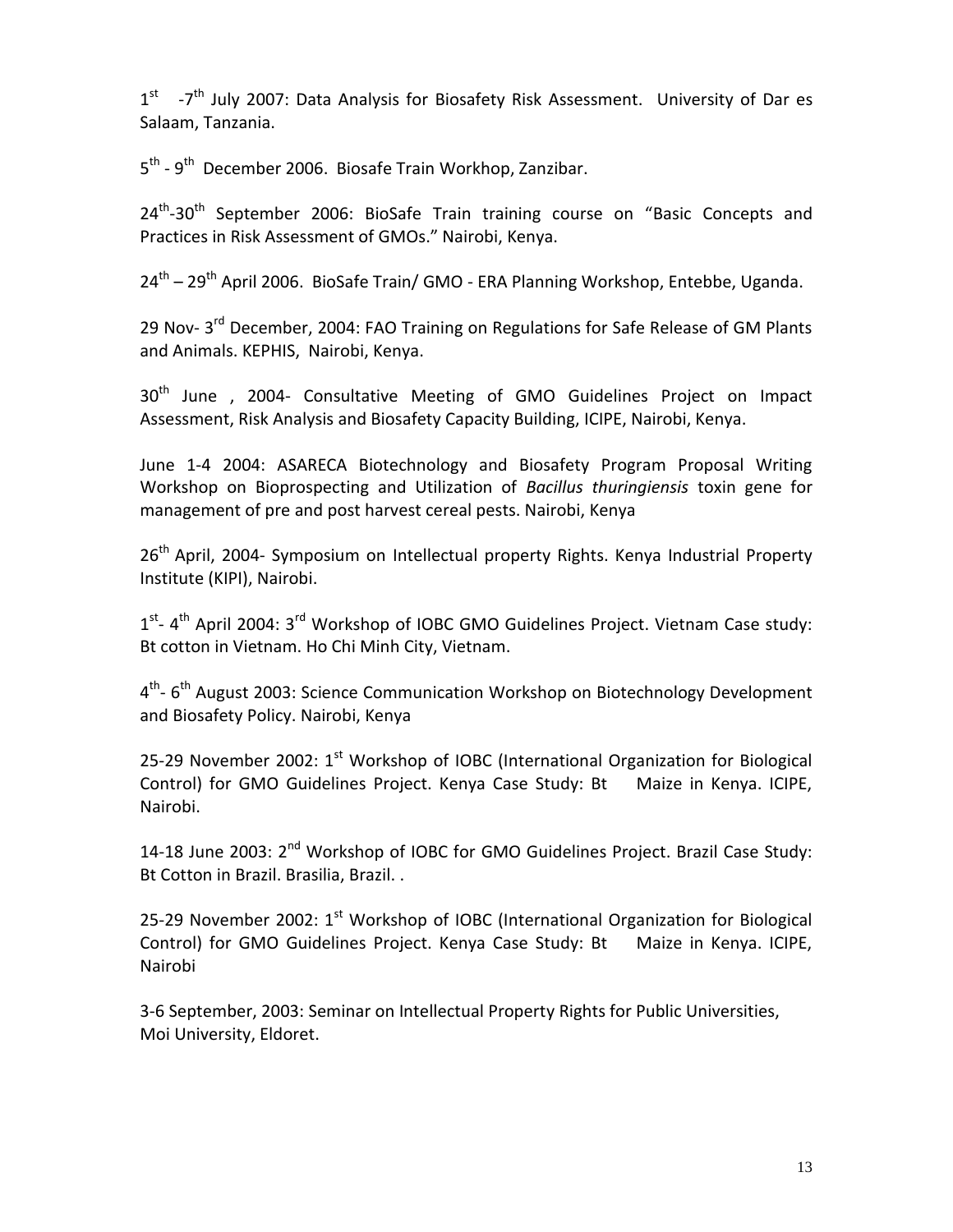1st -7th July 2007: Data Analysis for Biosafety Risk Assessment. University of Dar es Salaam, Tanzania.

5th - 9th December 2006. Biosafe Train Workhop, Zanzibar.

24th-30th September 2006: BioSafe Train training course on "Basic Concepts and Practices in Risk Assessment of GMOs." Nairobi, Kenya.

24th – 29th April 2006. BioSafe Train/ GMO - ERA Planning Workshop, Entebbe, Uganda.

29 Nov- 3rd December, 2004: FAO Training on Regulations for Safe Release of GM Plants and Animals. KEPHIS, Nairobi, Kenya.

30th June , 2004- Consultative Meeting of GMO Guidelines Project on Impact Assessment, Risk Analysis and Biosafety Capacity Building, ICIPE, Nairobi, Kenya.

June 1-4 2004: ASARECA Biotechnology and Biosafety Program Proposal Writing Workshop on Bioprospecting and Utilization of *Bacillus thuringiensis* toxin gene for management of pre and post harvest cereal pests. Nairobi, Kenya

26th April, 2004- Symposium on Intellectual property Rights. Kenya Industrial Property Institute (KIPI), Nairobi.

1st- 4th April 2004: 3rd Workshop of IOBC GMO Guidelines Project. Vietnam Case study: Bt cotton in Vietnam. Ho Chi Minh City, Vietnam.

4th- 6th August 2003: Science Communication Workshop on Biotechnology Development and Biosafety Policy. Nairobi, Kenya

25-29 November 2002: 1st Workshop of IOBC (International Organization for Biological Control) for GMO Guidelines Project. Kenya Case Study: Bt Maize in Kenya. ICIPE, Nairobi.

14-18 June 2003: 2nd Workshop of IOBC for GMO Guidelines Project. Brazil Case Study: Bt Cotton in Brazil. Brasilia, Brazil. .

25-29 November 2002: 1st Workshop of IOBC (International Organization for Biological Control) for GMO Guidelines Project. Kenya Case Study: Bt Maize in Kenya. ICIPE, Nairobi

3-6 September, 2003: Seminar on Intellectual Property Rights for Public Universities, Moi University, Eldoret.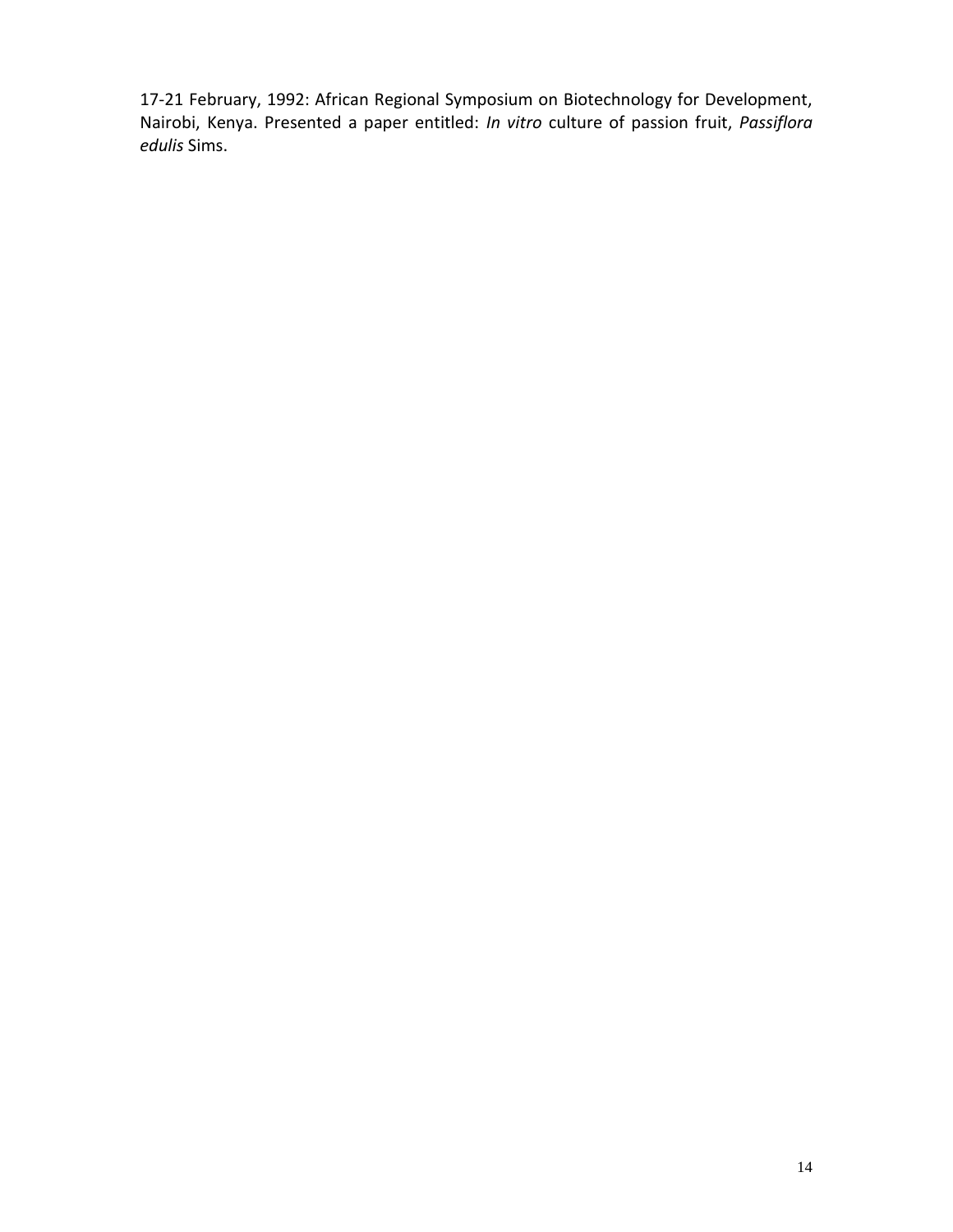17-21 February, 1992: African Regional Symposium on Biotechnology for Development, Nairobi, Kenya. Presented a paper entitled: *In vitro* culture of passion fruit, *Passiflora edulis* Sims.